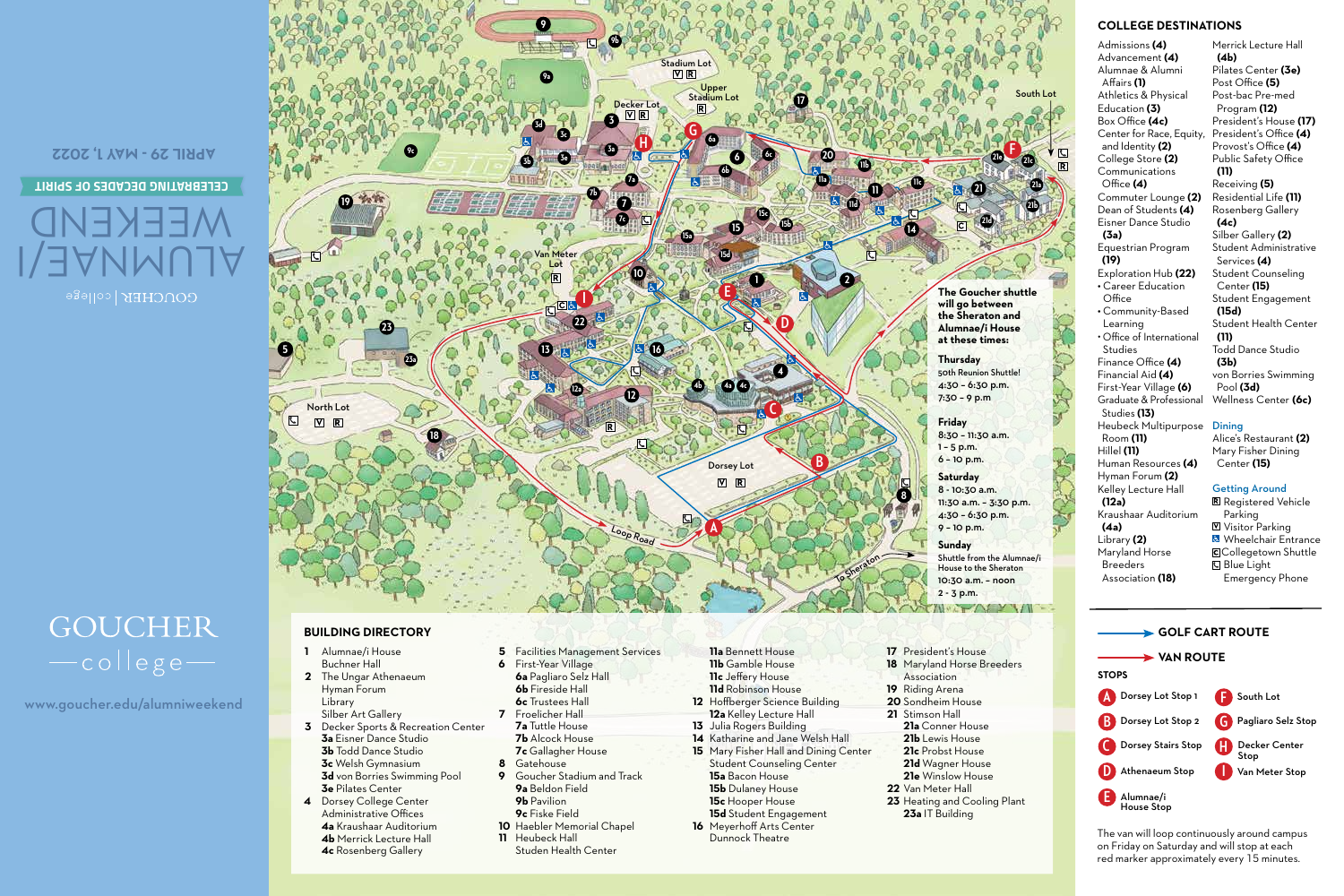GOUCHER | college

# ALUMNAE/I WEEKEND

CELEBRATING DECADES OF SPIRIT

APRIL 29 - MAY 1, 2022

GOUCHER
—college—

www.goucher.edu/alumniweekend

The Goucher shuttle will go between the Sheraton and Alumnae/i House at these times:

**Thursday**
50th Reunion Shuttle!
4:30 - 6:30 p.m.
7:30 - 9 p.m

**Friday**
8:30 - 11:30 a.m.
1 - 5 p.m.
6 - 10 p.m.

**Saturday**
8 - 10:30 a.m.
11:30 a.m. - 3:30 p.m.
4:30 - 6:30 p.m.
9 - 10 p.m.

**Sunday**
Shuttle from the Alumnae/i House to the Sheraton
10:30 a.m. - noon
2 - 3 p.m.

## BUILDING DIRECTORY

- **1** Alumnae/i House
  Buchner Hall
- **2** The Ungar Athenaeum
  Hyman Forum
  Library
  Silber Art Gallery
- **3** Decker Sports & Recreation Center
  - **3a** Eisner Dance Studio
  - **3b** Todd Dance Studio
  - **3c** Welsh Gymnasium
  - **3d** von Borries Swimming Pool
  - **3e** Pilates Center
- **4** Dorsey College Center
  Administrative Offices
  - **4a** Kraushaar Auditorium
  - **4b** Merrick Lecture Hall
  - **4c** Rosenberg Gallery
- **5** Facilities Management Services
- **6** First-Year Village
  - **6a** Pagliaro Selz Hall
  - **6b** Fireside Hall
  - **6c** Trustees Hall
- **7** Froelicher Hall
  - **7a** Tuttle House
  - **7b** Alcock House
  - **7c** Gallagher House
- **8** Gatehouse
- **9** Goucher Stadium and Track
  - **9a** Beldon Field
  - **9b** Pavilion
  - **9c** Fiske Field
- **10** Haebler Memorial Chapel
- **11** Heubeck Hall
  Studen Health Center
  - **11a** Bennett House
  - **11b** Gamble House
  - **11c** Jeffery House
  - **11d** Robinson House
- **12** Hoffberger Science Building
  - **12a** Kelley Lecture Hall
- **13** Julia Rogers Building
- **14** Katharine and Jane Welsh Hall
- **15** Mary Fisher Hall and Dining Center
  Student Counseling Center
  - **15a** Bacon House
  - **15b** Dulaney House
  - **15c** Hooper House
  - **15d** Student Engagement
- **16** Meyerhoff Arts Center
  Dunnock Theatre
- **17** President's House
- **18** Maryland Horse Breeders Association
- **19** Riding Arena
- **20** Sondheim House
- **21** Stimson Hall
  - **21a** Conner House
  - **21b** Lewis House
  - **21c** Probst House
  - **21d** Wagner House
  - **21e** Winslow House
- **22** Van Meter Hall
- **23** Heating and Cooling Plant
  - **23a** IT Building

## COLLEGE DESTINATIONS

Admissions **(4)**
Advancement **(4)**
Alumnae & Alumni Affairs **(1)**
Athletics & Physical Education **(3)**
Box Office **(4c)**
Center for Race, Equity, and Identity **(2)**
College Store **(2)**
Communications Office **(4)**
Commuter Lounge **(2)**
Dean of Students **(4)**
Eisner Dance Studio **(3a)**
Equestrian Program **(19)**
Exploration Hub **(22)**
- Career Education Office
- Community-Based Learning
- Office of International Studies

Finance Office **(4)**
Financial Aid **(4)**
First-Year Village **(6)**
Graduate & Professional Studies **(13)**
Heubeck Multipurpose Room **(11)**
Hillel **(11)**
Human Resources **(4)**
Hyman Forum **(2)**
Kelley Lecture Hall **(12a)**
Kraushaar Auditorium **(4a)**
Library **(2)**
Maryland Horse Breeders Association **(18)**
Merrick Lecture Hall **(4b)**
Pilates Center **(3e)**
Post Office **(5)**
Post-bac Pre-med Program **(12)**
President's House **(17)**
President's Office **(4)**
Provost's Office **(4)**
Public Safety Office **(11)**
Receiving **(5)**
Residential Life **(11)**
Rosenberg Gallery **(4c)**
Silber Gallery **(2)**
Student Administrative Services **(4)**
Student Counseling Center **(15)**
Student Engagement **(15d)**
Student Health Center **(11)**
Todd Dance Studio **(3b)**
von Borries Swimming Pool **(3d)**
Wellness Center **(6c)**

### Dining

Alice's Restaurant **(2)**
Mary Fisher Dining Center **(15)**

### Getting Around

R Registered Vehicle Parking
V Visitor Parking
Wheelchair Entrance
C Collegetown Shuttle
Blue Light Emergency Phone

**GOLF CART ROUTE**

**VAN ROUTE**

### STOPS

- **A** Dorsey Lot Stop 1
- **B** Dorsey Lot Stop 2
- **C** Dorsey Stairs Stop
- **D** Athenaeum Stop
- **E** Alumnae/i House Stop
- **F** South Lot
- **G** Pagliaro Selz Stop
- **H** Decker Center Stop
- **I** Van Meter Stop

The van will loop continuously around campus on Friday on Saturday and will stop at each red marker approximately every 15 minutes.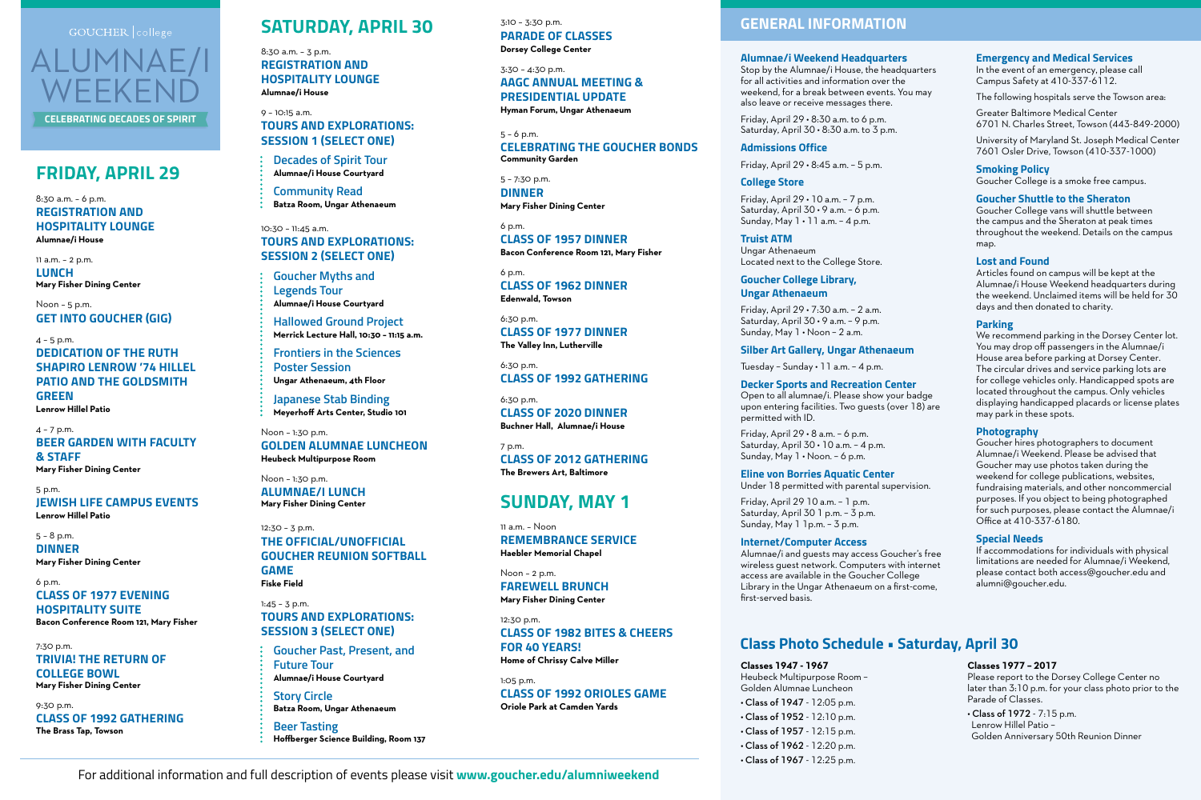GOUCHER | college

# ALUMNAE/I WEEKEND

CELEBRATING DECADES OF SPIRIT

## FRIDAY, APRIL 29

8:30 a.m. – 6 p.m.
**REGISTRATION AND HOSPITALITY LOUNGE**
**Alumnae/i House**

11 a.m. – 2 p.m.
**LUNCH**
**Mary Fisher Dining Center**

Noon – 5 p.m.
**GET INTO GOUCHER (GIG)**

4 – 5 p.m.
**DEDICATION OF THE RUTH SHAPIRO LENROW '74 HILLEL PATIO AND THE GOLDSMITH GREEN**
**Lenrow Hillel Patio**

4 – 7 p.m.
**BEER GARDEN WITH FACULTY & STAFF**
**Mary Fisher Dining Center**

5 p.m.
**JEWISH LIFE CAMPUS EVENTS**
**Lenrow Hillel Patio**

5 – 8 p.m.
**DINNER**
**Mary Fisher Dining Center**

6 p.m.
**CLASS OF 1977 EVENING HOSPITALITY SUITE**
**Bacon Conference Room 121, Mary Fisher**

7:30 p.m.
**TRIVIA! THE RETURN OF COLLEGE BOWL**
**Mary Fisher Dining Center**

9:30 p.m.
**CLASS OF 1992 GATHERING**
**The Brass Tap, Towson**

## SATURDAY, APRIL 30

8:30 a.m. – 3 p.m.
**REGISTRATION AND HOSPITALITY LOUNGE**
**Alumnae/i House**

9 – 10:15 a.m.
**TOURS AND EXPLORATIONS: SESSION 1 (SELECT ONE)**

- Decades of Spirit Tour
  **Alumnae/i House Courtyard**
- Community Read
  **Batza Room, Ungar Athenaeum**

10:30 – 11:45 a.m.
**TOURS AND EXPLORATIONS: SESSION 2 (SELECT ONE)**

- Goucher Myths and Legends Tour
  **Alumnae/i House Courtyard**
- Hallowed Ground Project
  **Merrick Lecture Hall, 10:30 – 11:15 a.m.**
- Frontiers in the Sciences Poster Session
  **Ungar Athenaeum, 4th Floor**
- Japanese Stab Binding
  **Meyerhoff Arts Center, Studio 101**

Noon – 1:30 p.m.
**GOLDEN ALUMNAE LUNCHEON**
**Heubeck Multipurpose Room**

Noon – 1:30 p.m.
**ALUMNAE/I LUNCH**
**Mary Fisher Dining Center**

12:30 – 3 p.m.
**THE OFFICIAL/UNOFFICIAL GOUCHER REUNION SOFTBALL GAME**
**Fiske Field**

1:45 – 3 p.m.
**TOURS AND EXPLORATIONS: SESSION 3 (SELECT ONE)**

- Goucher Past, Present, and Future Tour
  **Alumnae/i House Courtyard**
- Story Circle
  **Batza Room, Ungar Athenaeum**
- Beer Tasting
  **Hoffberger Science Building, Room 137**

3:10 – 3:30 p.m.
**PARADE OF CLASSES**
**Dorsey College Center**

3:30 – 4:30 p.m.
**AAGC ANNUAL MEETING & PRESIDENTIAL UPDATE**
**Hyman Forum, Ungar Athenaeum**

5 – 6 p.m.
**CELEBRATING THE GOUCHER BONDS**
**Community Garden**

5 – 7:30 p.m.
**DINNER**
**Mary Fisher Dining Center**

6 p.m.
**CLASS OF 1957 DINNER**
**Bacon Conference Room 121, Mary Fisher**

6 p.m.
**CLASS OF 1962 DINNER**
**Edenwald, Towson**

6:30 p.m.
**CLASS OF 1977 DINNER**
**The Valley Inn, Lutherville**

6:30 p.m.
**CLASS OF 1992 GATHERING**

6:30 p.m.
**CLASS OF 2020 DINNER**
**Buchner Hall, Alumnae/i House**

7 p.m.
**CLASS OF 2012 GATHERING**
**The Brewers Art, Baltimore**

## SUNDAY, MAY 1

11 a.m. – Noon
**REMEMBRANCE SERVICE**
**Haebler Memorial Chapel**

Noon – 2 p.m.
**FAREWELL BRUNCH**
**Mary Fisher Dining Center**

12:30 p.m.
**CLASS OF 1982 BITES & CHEERS FOR 40 YEARS!**
**Home of Chrissy Calve Miller**

1:05 p.m.
**CLASS OF 1992 ORIOLES GAME**
**Oriole Park at Camden Yards**

## GENERAL INFORMATION

### Alumnae/i Weekend Headquarters
Stop by the Alumnae/i House, the headquarters for all activities and information over the weekend, for a break between events. You may also leave or receive messages there.

Friday, April 29 • 8:30 a.m. to 6 p.m.
Saturday, April 30 • 8:30 a.m. to 3 p.m.

### Admissions Office
Friday, April 29 • 8:45 a.m. – 5 p.m.

### College Store
Friday, April 29 • 10 a.m. – 7 p.m.
Saturday, April 30 • 9 a.m. – 6 p.m.
Sunday, May 1 • 11 a.m. – 4 p.m.

### Truist ATM
Ungar Athenaeum
Located next to the College Store.

### Goucher College Library, Ungar Athenaeum
Friday, April 29 • 7:30 a.m. – 2 a.m.
Saturday, April 30 • 9 a.m. – 9 p.m.
Sunday, May 1 • Noon – 2 a.m.

### Silber Art Gallery, Ungar Athenaeum
Tuesday – Sunday • 11 a.m. – 4 p.m.

### Decker Sports and Recreation Center
Open to all alumnae/i. Please show your badge upon entering facilities. Two guests (over 18) are permitted with ID.

Friday, April 29 • 8 a.m. – 6 p.m.
Saturday, April 30 • 10 a.m. – 4 p.m.
Sunday, May 1 • Noon. – 6 p.m.

### Eline von Borries Aquatic Center
Under 18 permitted with parental supervision.

Friday, April 29 10 a.m. – 1 p.m.
Saturday, April 30 1 p.m. – 3 p.m.
Sunday, May 1 1p.m. – 3 p.m.

### Internet/Computer Access
Alumnae/i and guests may access Goucher's free wireless guest network. Computers with internet access are available in the Goucher College Library in the Ungar Athenaeum on a first-come, first-served basis.

### Emergency and Medical Services
In the event of an emergency, please call Campus Safety at 410-337-6112.

The following hospitals serve the Towson area:

Greater Baltimore Medical Center
6701 N. Charles Street, Towson (443-849-2000)

University of Maryland St. Joseph Medical Center
7601 Osler Drive, Towson (410-337-1000)

### Smoking Policy
Goucher College is a smoke free campus.

### Goucher Shuttle to the Sheraton
Goucher College vans will shuttle between the campus and the Sheraton at peak times throughout the weekend. Details on the campus map.

### Lost and Found
Articles found on campus will be kept at the Alumnae/i House Weekend headquarters during the weekend. Unclaimed items will be held for 30 days and then donated to charity.

### Parking
We recommend parking in the Dorsey Center lot. You may drop off passengers in the Alumnae/i House area before parking at Dorsey Center. The circular drives and service parking lots are for college vehicles only. Handicapped spots are located throughout the campus. Only vehicles displaying handicapped placards or license plates may park in these spots.

### Photography
Goucher hires photographers to document Alumnae/i Weekend. Please be advised that Goucher may use photos taken during the weekend for college publications, websites, fundraising materials, and other noncommercial purposes. If you object to being photographed for such purposes, please contact the Alumnae/i Office at 410-337-6180.

### Special Needs
If accommodations for individuals with physical limitations are needed for Alumnae/i Weekend, please contact both access@goucher.edu and alumni@goucher.edu.

## Class Photo Schedule • Saturday, April 30

**Classes 1947 - 1967**
Heubeck Multipurpose Room – Golden Alumnae Luncheon

- **Class of 1947** - 12:05 p.m.
- **Class of 1952** - 12:10 p.m.
- **Class of 1957** - 12:15 p.m.
- **Class of 1962** - 12:20 p.m.
- **Class of 1967** - 12:25 p.m.

**Classes 1977 – 2017**
Please report to the Dorsey College Center no later than 3:10 p.m. for your class photo prior to the Parade of Classes.

- **Class of 1972** - 7:15 p.m.
  Lenrow Hillel Patio – Golden Anniversary 50th Reunion Dinner

For additional information and full description of events please visit **www.goucher.edu/alumniweekend**